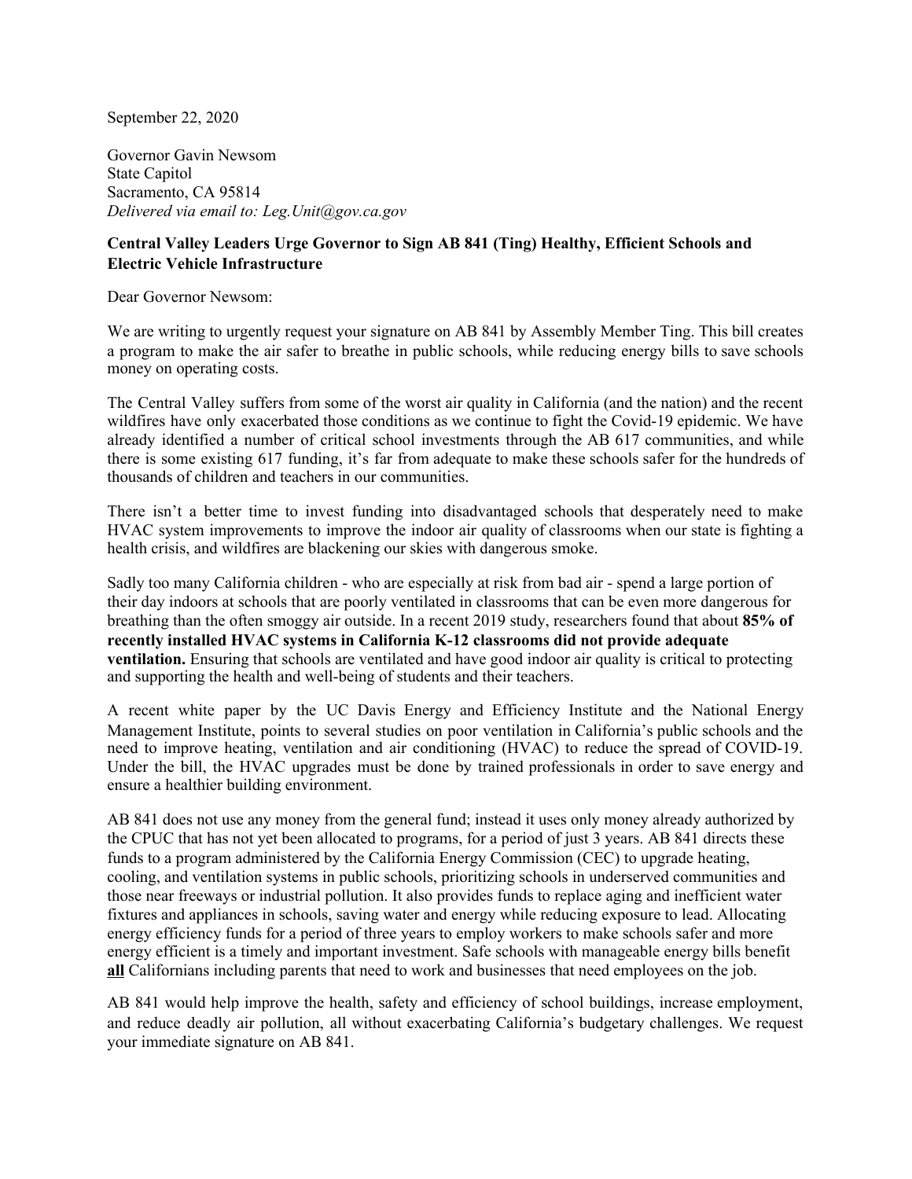September 22, 2020

Governor Gavin Newsom
State Capitol
Sacramento, CA 95814
*Delivered via email to: Leg.Unit@gov.ca.gov*

**Central Valley Leaders Urge Governor to Sign AB 841 (Ting) Healthy, Efficient Schools and Electric Vehicle Infrastructure**

Dear Governor Newsom:

We are writing to urgently request your signature on AB 841 by Assembly Member Ting. This bill creates a program to make the air safer to breathe in public schools, while reducing energy bills to save schools money on operating costs.

The Central Valley suffers from some of the worst air quality in California (and the nation) and the recent wildfires have only exacerbated those conditions as we continue to fight the Covid-19 epidemic. We have already identified a number of critical school investments through the AB 617 communities, and while there is some existing 617 funding, it's far from adequate to make these schools safer for the hundreds of thousands of children and teachers in our communities.

There isn't a better time to invest funding into disadvantaged schools that desperately need to make HVAC system improvements to improve the indoor air quality of classrooms when our state is fighting a health crisis, and wildfires are blackening our skies with dangerous smoke.

Sadly too many California children - who are especially at risk from bad air - spend a large portion of their day indoors at schools that are poorly ventilated in classrooms that can be even more dangerous for breathing than the often smoggy air outside. In a recent 2019 study, researchers found that about **85% of recently installed HVAC systems in California K-12 classrooms did not provide adequate ventilation.** Ensuring that schools are ventilated and have good indoor air quality is critical to protecting and supporting the health and well-being of students and their teachers.

A recent white paper by the UC Davis Energy and Efficiency Institute and the National Energy Management Institute, points to several studies on poor ventilation in California's public schools and the need to improve heating, ventilation and air conditioning (HVAC) to reduce the spread of COVID-19. Under the bill, the HVAC upgrades must be done by trained professionals in order to save energy and ensure a healthier building environment.

AB 841 does not use any money from the general fund; instead it uses only money already authorized by the CPUC that has not yet been allocated to programs, for a period of just 3 years. AB 841 directs these funds to a program administered by the California Energy Commission (CEC) to upgrade heating, cooling, and ventilation systems in public schools, prioritizing schools in underserved communities and those near freeways or industrial pollution. It also provides funds to replace aging and inefficient water fixtures and appliances in schools, saving water and energy while reducing exposure to lead. Allocating energy efficiency funds for a period of three years to employ workers to make schools safer and more energy efficient is a timely and important investment. Safe schools with manageable energy bills benefit **<u>all</u>** Californians including parents that need to work and businesses that need employees on the job.

AB 841 would help improve the health, safety and efficiency of school buildings, increase employment, and reduce deadly air pollution, all without exacerbating California's budgetary challenges. We request your immediate signature on AB 841.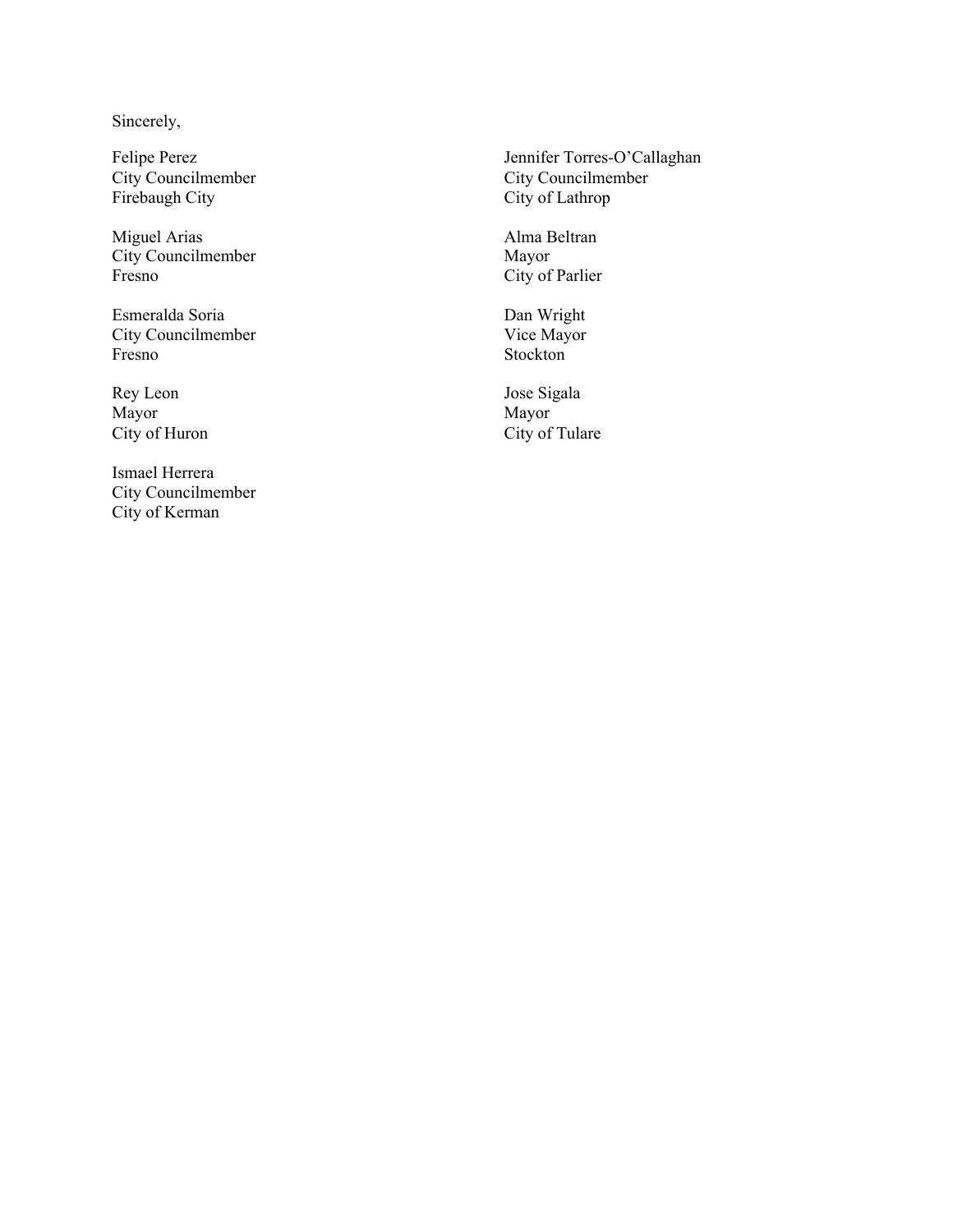Sincerely,

Felipe Perez
City Councilmember
Firebaugh City

Miguel Arias
City Councilmember
Fresno

Esmeralda Soria
City Councilmember
Fresno

Rey Leon
Mayor
City of Huron

Ismael Herrera
City Councilmember
City of Kerman

Jennifer Torres-O'Callaghan
City Councilmember
City of Lathrop

Alma Beltran
Mayor
City of Parlier

Dan Wright
Vice Mayor
Stockton

Jose Sigala
Mayor
City of Tulare